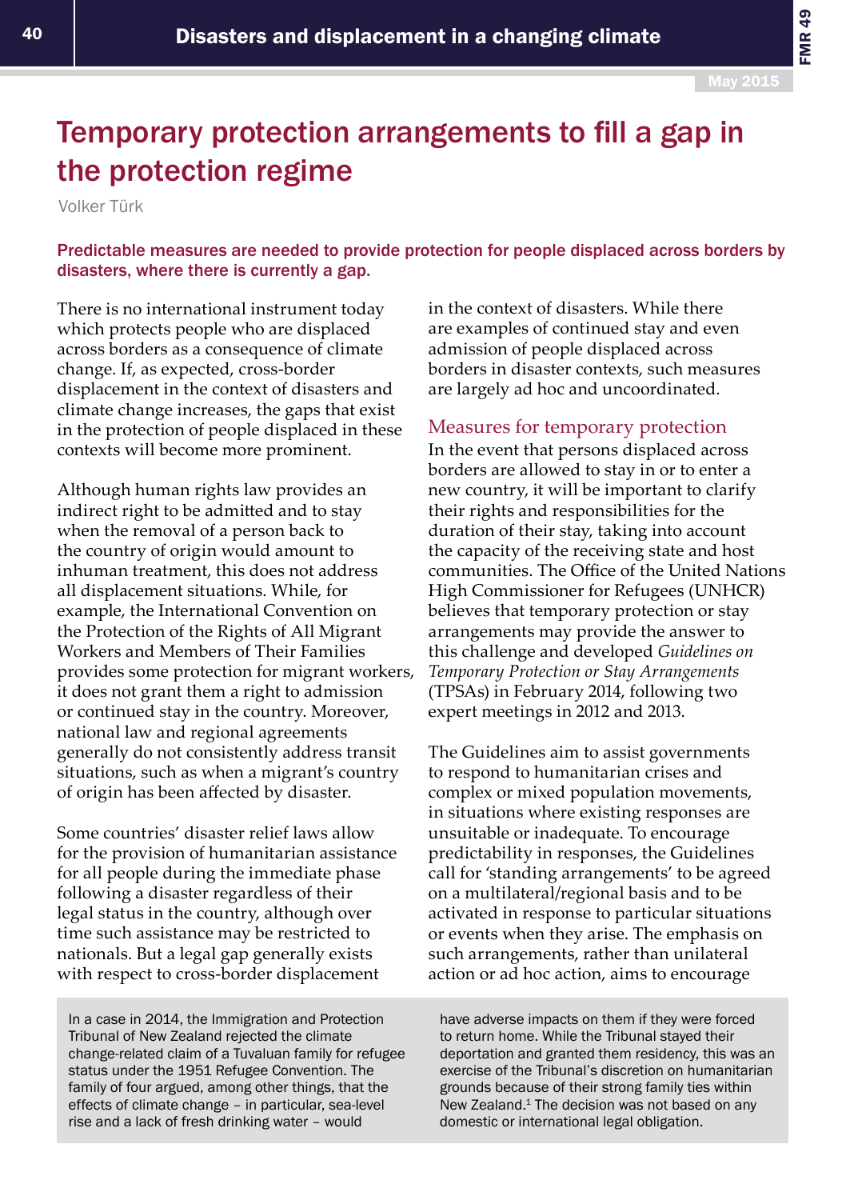# Temporary protection arrangements to fill a gap in the protection regime

Volker Türk

**Predictable measures are needed to provide protection for people displaced across borders by disasters, where there is currently a gap.**

There is no international instrument today which protects people who are displaced across borders as a consequence of climate change. If, as expected, cross-border displacement in the context of disasters and climate change increases, the gaps that exist in the protection of people displaced in these contexts will become more prominent.

Although human rights law provides an indirect right to be admitted and to stay when the removal of a person back to the country of origin would amount to inhuman treatment, this does not address all displacement situations. While, for example, the International Convention on the Protection of the Rights of All Migrant Workers and Members of Their Families provides some protection for migrant workers, it does not grant them a right to admission or continued stay in the country. Moreover, national law and regional agreements generally do not consistently address transit situations, such as when a migrant's country of origin has been affected by disaster.

Some countries' disaster relief laws allow for the provision of humanitarian assistance for all people during the immediate phase following a disaster regardless of their legal status in the country, although over time such assistance may be restricted to nationals. But a legal gap generally exists with respect to cross-border displacement in the context of disasters. While there are examples of continued stay and even admission of people displaced across borders in disaster contexts, such measures are largely ad hoc and uncoordinated.

## Measures for temporary protection

In the event that persons displaced across borders are allowed to stay in or to enter a new country, it will be important to clarify their rights and responsibilities for the duration of their stay, taking into account the capacity of the receiving state and host communities. The Office of the United Nations High Commissioner for Refugees (UNHCR) believes that temporary protection or stay arrangements may provide the answer to this challenge and developed *Guidelines on Temporary Protection or Stay Arrangements* (TPSAs) in February 2014, following two expert meetings in 2012 and 2013.

The Guidelines aim to assist governments to respond to humanitarian crises and complex or mixed population movements, in situations where existing responses are unsuitable or inadequate. To encourage predictability in responses, the Guidelines call for 'standing arrangements' to be agreed on a multilateral/regional basis and to be activated in response to particular situations or events when they arise. The emphasis on such arrangements, rather than unilateral action or ad hoc action, aims to encourage

In a case in 2014, the Immigration and Protection Tribunal of New Zealand rejected the climate change-related claim of a Tuvaluan family for refugee status under the 1951 Refugee Convention. The family of four argued, among other things, that the effects of climate change – in particular, sea-level rise and a lack of fresh drinking water – would have adverse impacts on them if they were forced to return home. While the Tribunal stayed their deportation and granted them residency, this was an exercise of the Tribunal's discretion on humanitarian grounds because of their strong family ties within New Zealand.[1] The decision was not based on any domestic or international legal obligation.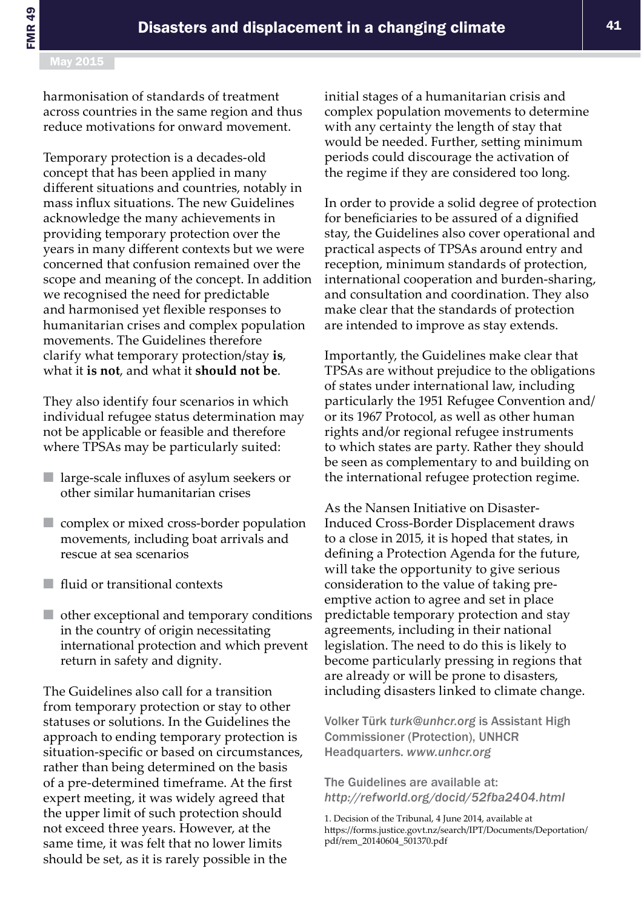harmonisation of standards of treatment across countries in the same region and thus reduce motivations for onward movement.

Temporary protection is a decades-old concept that has been applied in many different situations and countries, notably in mass influx situations. The new Guidelines acknowledge the many achievements in providing temporary protection over the years in many different contexts but we were concerned that confusion remained over the scope and meaning of the concept. In addition we recognised the need for predictable and harmonised yet flexible responses to humanitarian crises and complex population movements. The Guidelines therefore clarify what temporary protection/stay **is**, what it **is not**, and what it **should not be**.

They also identify four scenarios in which individual refugee status determination may not be applicable or feasible and therefore where TPSAs may be particularly suited:

- large-scale influxes of asylum seekers or other similar humanitarian crises
- complex or mixed cross-border population movements, including boat arrivals and rescue at sea scenarios
- fluid or transitional contexts
- other exceptional and temporary conditions in the country of origin necessitating international protection and which prevent return in safety and dignity.

The Guidelines also call for a transition from temporary protection or stay to other statuses or solutions. In the Guidelines the approach to ending temporary protection is situation-specific or based on circumstances, rather than being determined on the basis of a pre-determined timeframe. At the first expert meeting, it was widely agreed that the upper limit of such protection should not exceed three years. However, at the same time, it was felt that no lower limits should be set, as it is rarely possible in the initial stages of a humanitarian crisis and complex population movements to determine with any certainty the length of stay that would be needed. Further, setting minimum periods could discourage the activation of the regime if they are considered too long.

In order to provide a solid degree of protection for beneficiaries to be assured of a dignified stay, the Guidelines also cover operational and practical aspects of TPSAs around entry and reception, minimum standards of protection, international cooperation and burden-sharing, and consultation and coordination. They also make clear that the standards of protection are intended to improve as stay extends.

Importantly, the Guidelines make clear that TPSAs are without prejudice to the obligations of states under international law, including particularly the 1951 Refugee Convention and/or its 1967 Protocol, as well as other human rights and/or regional refugee instruments to which states are party. Rather they should be seen as complementary to and building on the international refugee protection regime.

As the Nansen Initiative on Disaster-Induced Cross-Border Displacement draws to a close in 2015, it is hoped that states, in defining a Protection Agenda for the future, will take the opportunity to give serious consideration to the value of taking pre-emptive action to agree and set in place predictable temporary protection and stay agreements, including in their national legislation. The need to do this is likely to become particularly pressing in regions that are already or will be prone to disasters, including disasters linked to climate change.

Volker Türk *turk@unhcr.org* is Assistant High Commissioner (Protection), UNHCR Headquarters. *www.unhcr.org*

The Guidelines are available at: *http://refworld.org/docid/52fba2404.html*

1. Decision of the Tribunal, 4 June 2014, available at https://forms.justice.govt.nz/search/IPT/Documents/Deportation/pdf/rem_20140604_501370.pdf